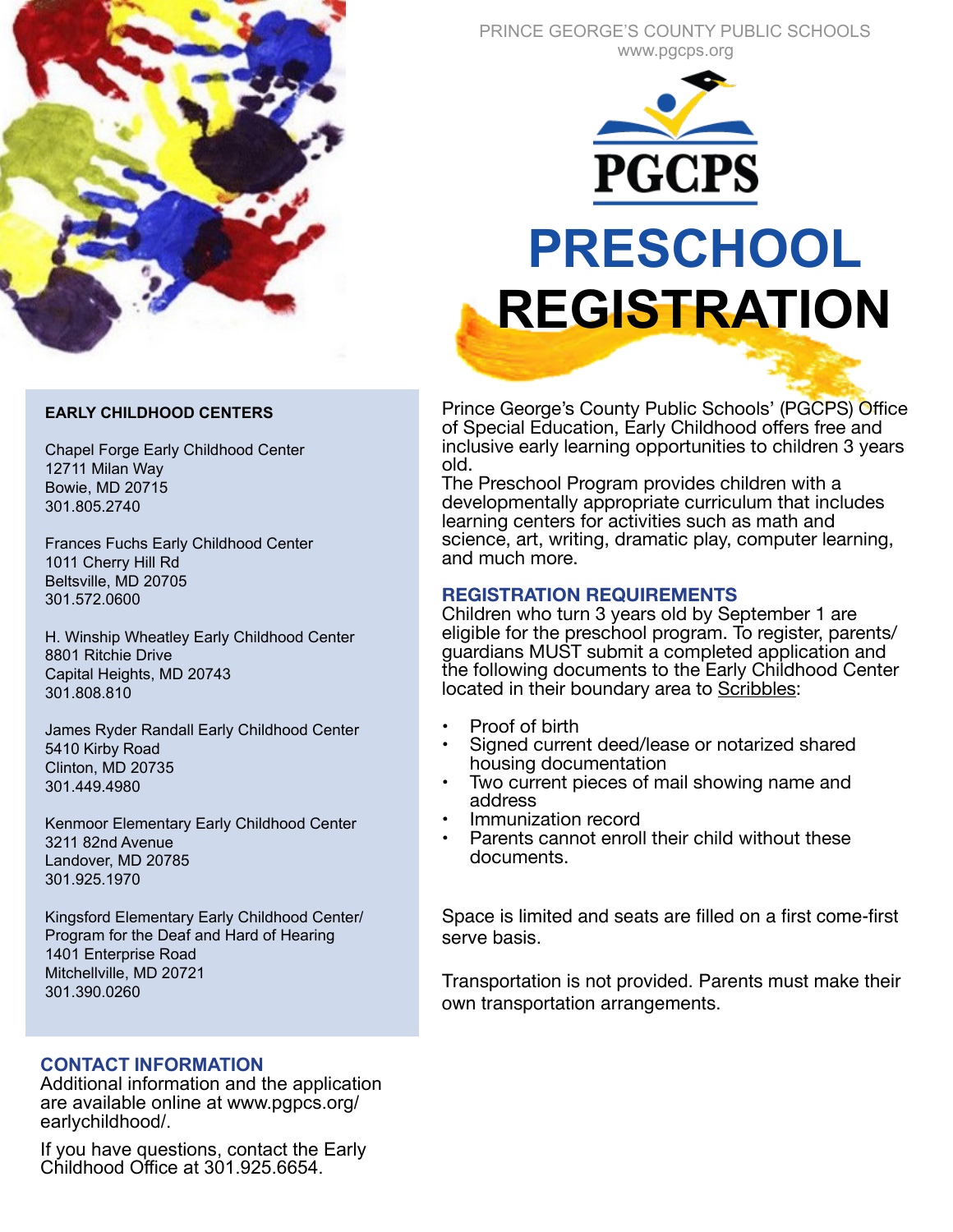PRINCE GEORGE'S COUNTY PUBLIC SCHOOLS
www.pgcps.org

PGCPS

# PRESCHOOL REGISTRATION

Prince George's County Public Schools' (PGCPS) Office of Special Education, Early Childhood offers free and inclusive early learning opportunities to children 3 years old.

The Preschool Program provides children with a developmentally appropriate curriculum that includes learning centers for activities such as math and science, art, writing, dramatic play, computer learning, and much more.

## REGISTRATION REQUIREMENTS

Children who turn 3 years old by September 1 are eligible for the preschool program. To register, parents/ guardians MUST submit a completed application and the following documents to the Early Childhood Center located in their boundary area to Scribbles:

- Proof of birth
- Signed current deed/lease or notarized shared housing documentation
- Two current pieces of mail showing name and address
- Immunization record
- Parents cannot enroll their child without these documents.

Space is limited and seats are filled on a first come-first serve basis.

Transportation is not provided. Parents must make their own transportation arrangements.

## EARLY CHILDHOOD CENTERS

Chapel Forge Early Childhood Center
12711 Milan Way
Bowie, MD 20715
301.805.2740

Frances Fuchs Early Childhood Center
1011 Cherry Hill Rd
Beltsville, MD 20705
301.572.0600

H. Winship Wheatley Early Childhood Center
8801 Ritchie Drive
Capital Heights, MD 20743
301.808.810

James Ryder Randall Early Childhood Center
5410 Kirby Road
Clinton, MD 20735
301.449.4980

Kenmoor Elementary Early Childhood Center
3211 82nd Avenue
Landover, MD 20785
301.925.1970

Kingsford Elementary Early Childhood Center/ Program for the Deaf and Hard of Hearing
1401 Enterprise Road
Mitchellville, MD 20721
301.390.0260

## CONTACT INFORMATION

Additional information and the application are available online at www.pgpcs.org/ earlychildhood/.

If you have questions, contact the Early Childhood Office at 301.925.6654.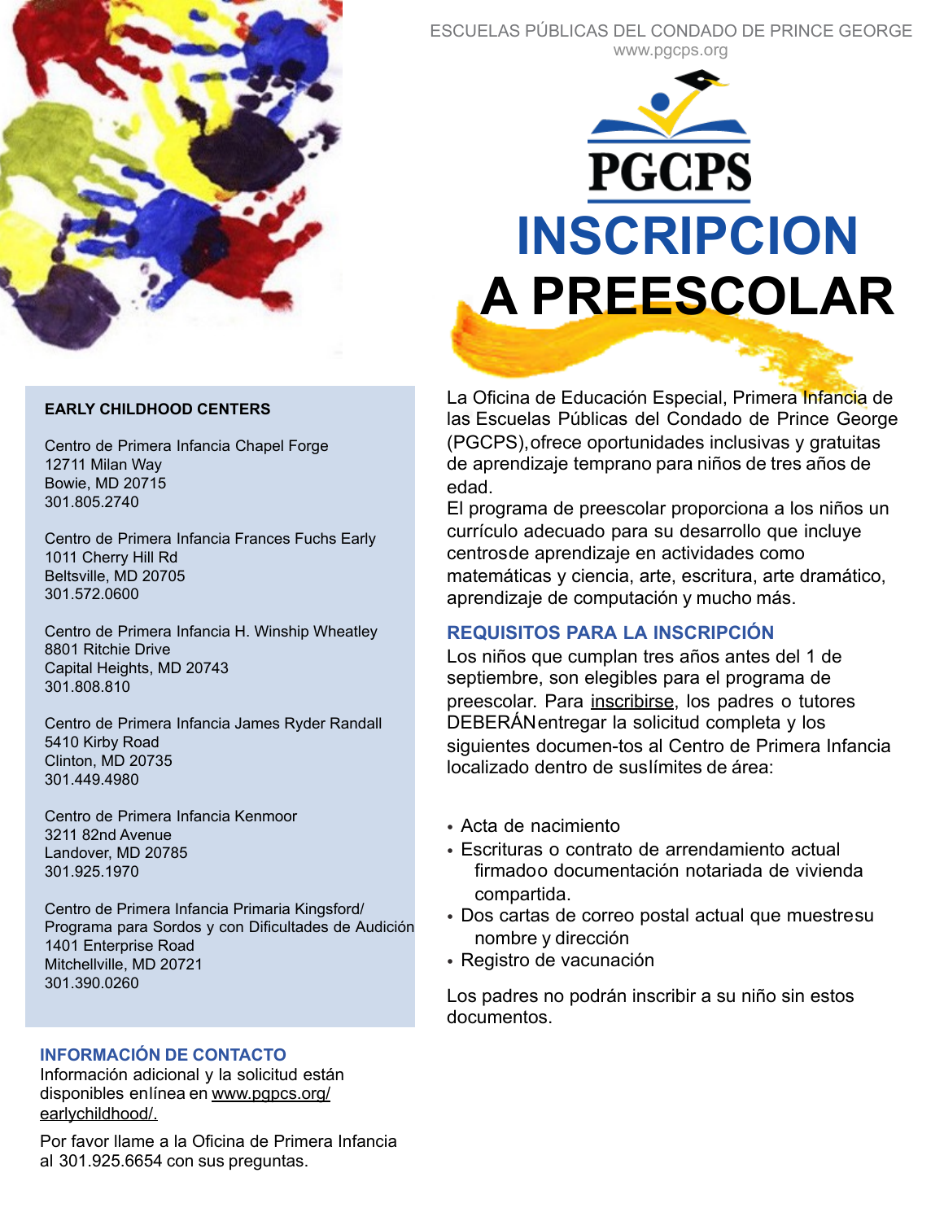ESCUELAS PÚBLICAS DEL CONDADO DE PRINCE GEORGE
www.pgcps.org

PGCPS

# INSCRIPCION A PREESCOLAR

La Oficina de Educación Especial, Primera Infancia de las Escuelas Públicas del Condado de Prince George (PGCPS), ofrece oportunidades inclusivas y gratuitas de aprendizaje temprano para niños de tres años de edad.

El programa de preescolar proporciona a los niños un currículo adecuado para su desarrollo que incluye centros de aprendizaje en actividades como matemáticas y ciencia, arte, escritura, arte dramático, aprendizaje de computación y mucho más.

## REQUISITOS PARA LA INSCRIPCIÓN

Los niños que cumplan tres años antes del 1 de septiembre, son elegibles para el programa de preescolar. Para inscribirse, los padres o tutores DEBERÁN entregar la solicitud completa y los siguientes documen-tos al Centro de Primera Infancia localizado dentro de sus límites de área:

- Acta de nacimiento
- Escrituras o contrato de arrendamiento actual firmado o documentación notariada de vivienda compartida.
- Dos cartas de correo postal actual que muestre su nombre y dirección
- Registro de vacunación

Los padres no podrán inscribir a su niño sin estos documentos.

## EARLY CHILDHOOD CENTERS

Centro de Primera Infancia Chapel Forge
12711 Milan Way
Bowie, MD 20715
301.805.2740

Centro de Primera Infancia Frances Fuchs Early
1011 Cherry Hill Rd
Beltsville, MD 20705
301.572.0600

Centro de Primera Infancia H. Winship Wheatley
8801 Ritchie Drive
Capital Heights, MD 20743
301.808.810

Centro de Primera Infancia James Ryder Randall
5410 Kirby Road
Clinton, MD 20735
301.449.4980

Centro de Primera Infancia Kenmoor
3211 82nd Avenue
Landover, MD 20785
301.925.1970

Centro de Primera Infancia Primaria Kingsford/
Programa para Sordos y con Dificultades de Audición
1401 Enterprise Road
Mitchellville, MD 20721
301.390.0260

## INFORMACIÓN DE CONTACTO

Información adicional y la solicitud están disponibles en línea en www.pgpcs.org/earlychildhood/.

Por favor llame a la Oficina de Primera Infancia al 301.925.6654 con sus preguntas.